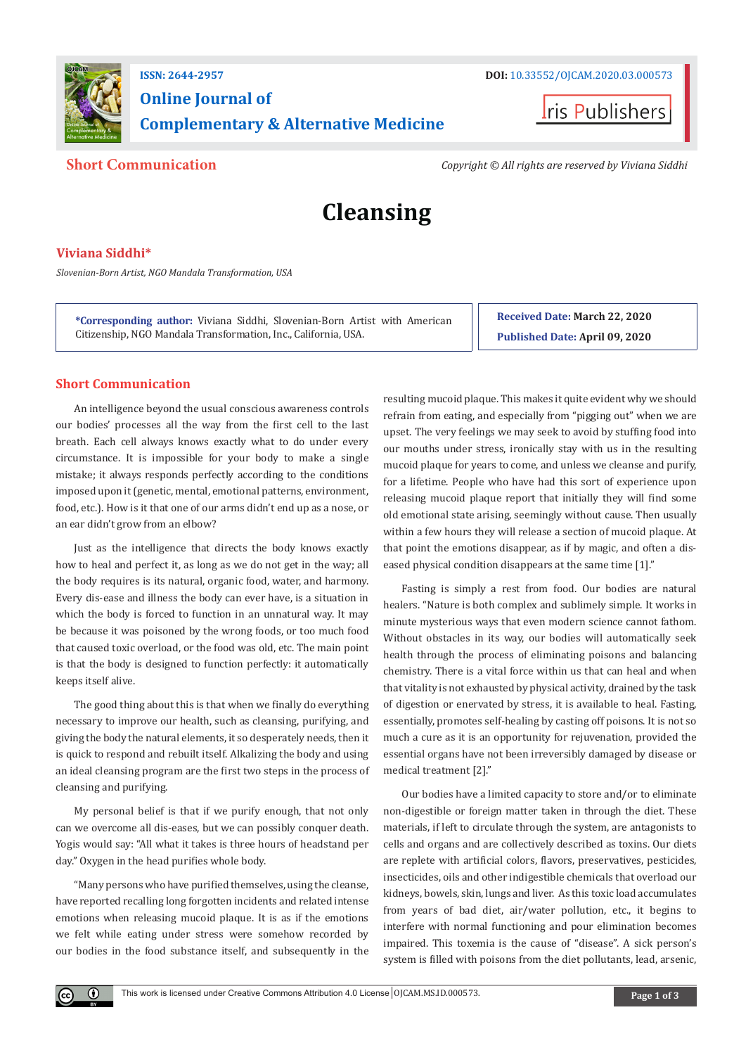ISSN: 2644-2957

DOI: 10.33552/OJCAM.2020.03.000573

**Online Journal of Complementary & Alternative Medicine**

Iris Publishers

**Short Communication**

*Copyright © All rights are reserved by Viviana Siddhi*

# Cleansing

**Viviana Siddhi***

*Slovenian-Born Artist, NGO Mandala Transformation, USA*

***Corresponding author:** Viviana Siddhi, Slovenian-Born Artist with American Citizenship, NGO Mandala Transformation, Inc., California, USA.

**Received Date:** March 22, 2020

**Published Date:** April 09, 2020

## Short Communication

An intelligence beyond the usual conscious awareness controls our bodies' processes all the way from the first cell to the last breath. Each cell always knows exactly what to do under every circumstance. It is impossible for your body to make a single mistake; it always responds perfectly according to the conditions imposed upon it (genetic, mental, emotional patterns, environment, food, etc.). How is it that one of our arms didn't end up as a nose, or an ear didn't grow from an elbow?

Just as the intelligence that directs the body knows exactly how to heal and perfect it, as long as we do not get in the way; all the body requires is its natural, organic food, water, and harmony. Every dis-ease and illness the body can ever have, is a situation in which the body is forced to function in an unnatural way. It may be because it was poisoned by the wrong foods, or too much food that caused toxic overload, or the food was old, etc. The main point is that the body is designed to function perfectly: it automatically keeps itself alive.

The good thing about this is that when we finally do everything necessary to improve our health, such as cleansing, purifying, and giving the body the natural elements, it so desperately needs, then it is quick to respond and rebuilt itself. Alkalizing the body and using an ideal cleansing program are the first two steps in the process of cleansing and purifying.

My personal belief is that if we purify enough, that not only can we overcome all dis-eases, but we can possibly conquer death. Yogis would say: "All what it takes is three hours of headstand per day." Oxygen in the head purifies whole body.

"Many persons who have purified themselves, using the cleanse, have reported recalling long forgotten incidents and related intense emotions when releasing mucoid plaque. It is as if the emotions we felt while eating under stress were somehow recorded by our bodies in the food substance itself, and subsequently in the resulting mucoid plaque. This makes it quite evident why we should refrain from eating, and especially from "pigging out" when we are upset. The very feelings we may seek to avoid by stuffing food into our mouths under stress, ironically stay with us in the resulting mucoid plaque for years to come, and unless we cleanse and purify, for a lifetime. People who have had this sort of experience upon releasing mucoid plaque report that initially they will find some old emotional state arising, seemingly without cause. Then usually within a few hours they will release a section of mucoid plaque. At that point the emotions disappear, as if by magic, and often a dis-eased physical condition disappears at the same time [1]."

Fasting is simply a rest from food. Our bodies are natural healers. "Nature is both complex and sublimely simple. It works in minute mysterious ways that even modern science cannot fathom. Without obstacles in its way, our bodies will automatically seek health through the process of eliminating poisons and balancing chemistry. There is a vital force within us that can heal and when that vitality is not exhausted by physical activity, drained by the task of digestion or enervated by stress, it is available to heal. Fasting, essentially, promotes self-healing by casting off poisons. It is not so much a cure as it is an opportunity for rejuvenation, provided the essential organs have not been irreversibly damaged by disease or medical treatment [2]."

Our bodies have a limited capacity to store and/or to eliminate non-digestible or foreign matter taken in through the diet. These materials, if left to circulate through the system, are antagonists to cells and organs and are collectively described as toxins. Our diets are replete with artificial colors, flavors, preservatives, pesticides, insecticides, oils and other indigestible chemicals that overload our kidneys, bowels, skin, lungs and liver. As this toxic load accumulates from years of bad diet, air/water pollution, etc., it begins to interfere with normal functioning and pour elimination becomes impaired. This toxemia is the cause of "disease". A sick person's system is filled with poisons from the diet pollutants, lead, arsenic,

This work is licensed under Creative Commons Attribution 4.0 License | OJCAM.MS.ID.000573.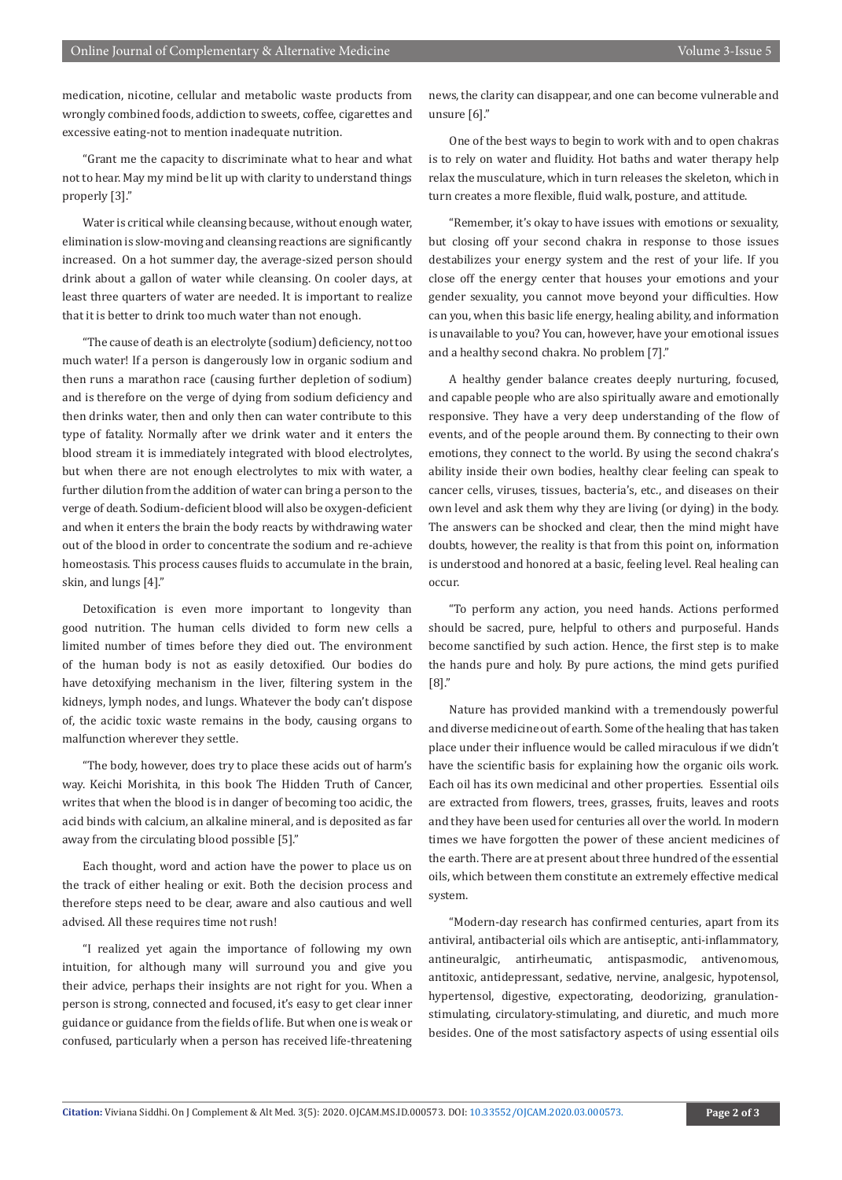medication, nicotine, cellular and metabolic waste products from wrongly combined foods, addiction to sweets, coffee, cigarettes and excessive eating-not to mention inadequate nutrition.

"Grant me the capacity to discriminate what to hear and what not to hear. May my mind be lit up with clarity to understand things properly [3]."

Water is critical while cleansing because, without enough water, elimination is slow-moving and cleansing reactions are significantly increased. On a hot summer day, the average-sized person should drink about a gallon of water while cleansing. On cooler days, at least three quarters of water are needed. It is important to realize that it is better to drink too much water than not enough.

"The cause of death is an electrolyte (sodium) deficiency, not too much water! If a person is dangerously low in organic sodium and then runs a marathon race (causing further depletion of sodium) and is therefore on the verge of dying from sodium deficiency and then drinks water, then and only then can water contribute to this type of fatality. Normally after we drink water and it enters the blood stream it is immediately integrated with blood electrolytes, but when there are not enough electrolytes to mix with water, a further dilution from the addition of water can bring a person to the verge of death. Sodium-deficient blood will also be oxygen-deficient and when it enters the brain the body reacts by withdrawing water out of the blood in order to concentrate the sodium and re-achieve homeostasis. This process causes fluids to accumulate in the brain, skin, and lungs [4]."

Detoxification is even more important to longevity than good nutrition. The human cells divided to form new cells a limited number of times before they died out. The environment of the human body is not as easily detoxified. Our bodies do have detoxifying mechanism in the liver, filtering system in the kidneys, lymph nodes, and lungs. Whatever the body can't dispose of, the acidic toxic waste remains in the body, causing organs to malfunction wherever they settle.

"The body, however, does try to place these acids out of harm's way. Keichi Morishita, in this book The Hidden Truth of Cancer, writes that when the blood is in danger of becoming too acidic, the acid binds with calcium, an alkaline mineral, and is deposited as far away from the circulating blood possible [5]."

Each thought, word and action have the power to place us on the track of either healing or exit. Both the decision process and therefore steps need to be clear, aware and also cautious and well advised. All these requires time not rush!

"I realized yet again the importance of following my own intuition, for although many will surround you and give you their advice, perhaps their insights are not right for you. When a person is strong, connected and focused, it's easy to get clear inner guidance or guidance from the fields of life. But when one is weak or confused, particularly when a person has received life-threatening news, the clarity can disappear, and one can become vulnerable and unsure [6]."

One of the best ways to begin to work with and to open chakras is to rely on water and fluidity. Hot baths and water therapy help relax the musculature, which in turn releases the skeleton, which in turn creates a more flexible, fluid walk, posture, and attitude.

"Remember, it's okay to have issues with emotions or sexuality, but closing off your second chakra in response to those issues destabilizes your energy system and the rest of your life. If you close off the energy center that houses your emotions and your gender sexuality, you cannot move beyond your difficulties. How can you, when this basic life energy, healing ability, and information is unavailable to you? You can, however, have your emotional issues and a healthy second chakra. No problem [7]."

A healthy gender balance creates deeply nurturing, focused, and capable people who are also spiritually aware and emotionally responsive. They have a very deep understanding of the flow of events, and of the people around them. By connecting to their own emotions, they connect to the world. By using the second chakra's ability inside their own bodies, healthy clear feeling can speak to cancer cells, viruses, tissues, bacteria's, etc., and diseases on their own level and ask them why they are living (or dying) in the body. The answers can be shocked and clear, then the mind might have doubts, however, the reality is that from this point on, information is understood and honored at a basic, feeling level. Real healing can occur.

"To perform any action, you need hands. Actions performed should be sacred, pure, helpful to others and purposeful. Hands become sanctified by such action. Hence, the first step is to make the hands pure and holy. By pure actions, the mind gets purified [8]."

Nature has provided mankind with a tremendously powerful and diverse medicine out of earth. Some of the healing that has taken place under their influence would be called miraculous if we didn't have the scientific basis for explaining how the organic oils work. Each oil has its own medicinal and other properties. Essential oils are extracted from flowers, trees, grasses, fruits, leaves and roots and they have been used for centuries all over the world. In modern times we have forgotten the power of these ancient medicines of the earth. There are at present about three hundred of the essential oils, which between them constitute an extremely effective medical system.

"Modern-day research has confirmed centuries, apart from its antiviral, antibacterial oils which are antiseptic, anti-inflammatory, antineuralgic, antirheumatic, antispasmodic, antivenomous, antitoxic, antidepressant, sedative, nervine, analgesic, hypotensol, hypertensol, digestive, expectorating, deodorizing, granulation-stimulating, circulatory-stimulating, and diuretic, and much more besides. One of the most satisfactory aspects of using essential oils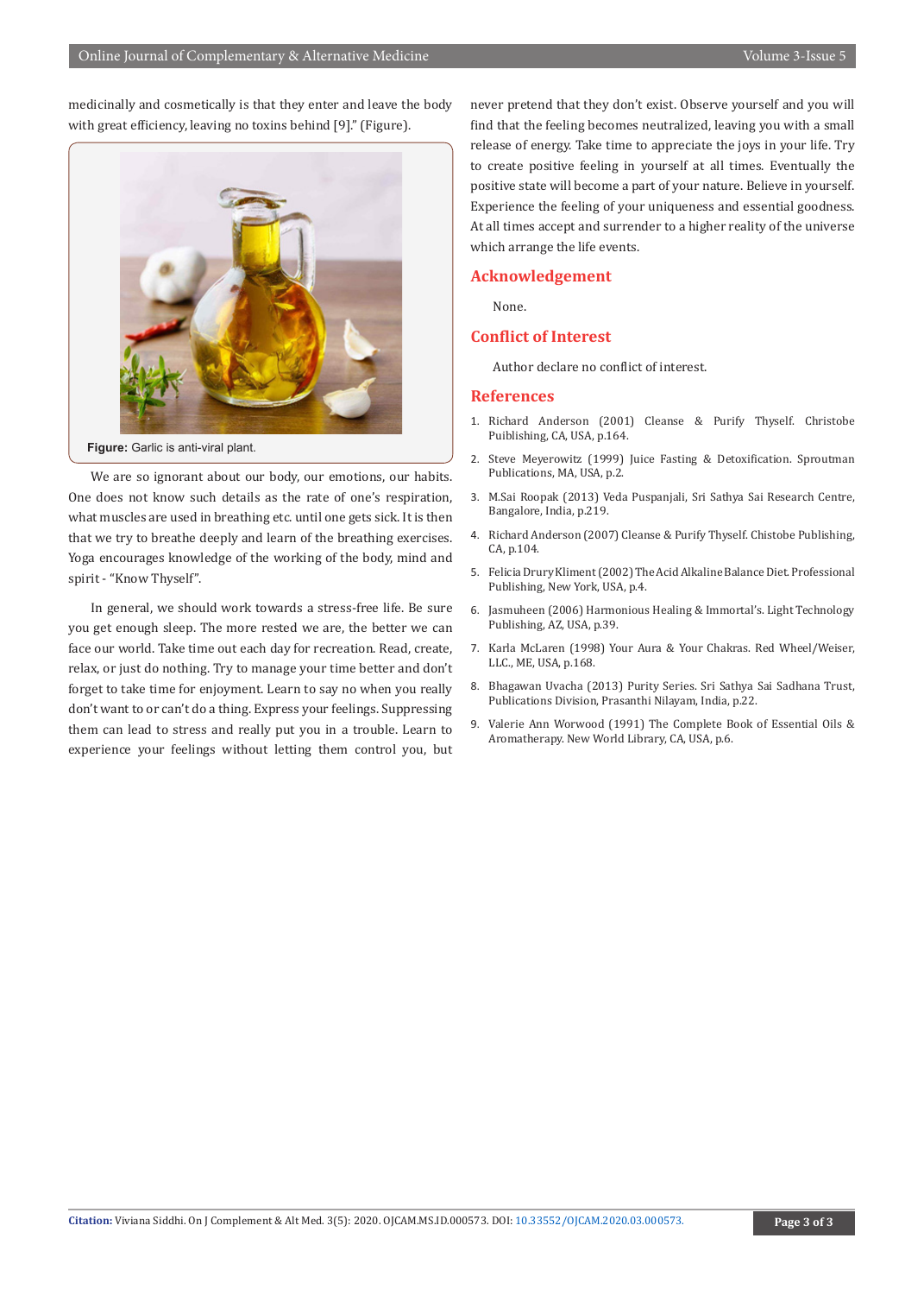medicinally and cosmetically is that they enter and leave the body with great efficiency, leaving no toxins behind [9]." (Figure).

**Figure:** Garlic is anti-viral plant.

We are so ignorant about our body, our emotions, our habits. One does not know such details as the rate of one's respiration, what muscles are used in breathing etc. until one gets sick. It is then that we try to breathe deeply and learn of the breathing exercises. Yoga encourages knowledge of the working of the body, mind and spirit - "Know Thyself".

In general, we should work towards a stress-free life. Be sure you get enough sleep. The more rested we are, the better we can face our world. Take time out each day for recreation. Read, create, relax, or just do nothing. Try to manage your time better and don't forget to take time for enjoyment. Learn to say no when you really don't want to or can't do a thing. Express your feelings. Suppressing them can lead to stress and really put you in a trouble. Learn to experience your feelings without letting them control you, but never pretend that they don't exist. Observe yourself and you will find that the feeling becomes neutralized, leaving you with a small release of energy. Take time to appreciate the joys in your life. Try to create positive feeling in yourself at all times. Eventually the positive state will become a part of your nature. Believe in yourself. Experience the feeling of your uniqueness and essential goodness. At all times accept and surrender to a higher reality of the universe which arrange the life events.

## Acknowledgement

None.

## Conflict of Interest

Author declare no conflict of interest.

## References

1. Richard Anderson (2001) Cleanse & Purify Thyself. Christobe Puiblishing, CA, USA, p.164.
2. Steve Meyerowitz (1999) Juice Fasting & Detoxification. Sproutman Publications, MA, USA, p.2.
3. M.Sai Roopak (2013) Veda Puspanjali, Sri Sathya Sai Research Centre, Bangalore, India, p.219.
4. Richard Anderson (2007) Cleanse & Purify Thyself. Chistobe Publishing, CA, p.104.
5. Felicia Drury Kliment (2002) The Acid Alkaline Balance Diet. Professional Publishing, New York, USA, p.4.
6. Jasmuheen (2006) Harmonious Healing & Immortal's. Light Technology Publishing, AZ, USA, p.39.
7. Karla McLaren (1998) Your Aura & Your Chakras. Red Wheel/Weiser, LLC., ME, USA, p.168.
8. Bhagawan Uvacha (2013) Purity Series. Sri Sathya Sai Sadhana Trust, Publications Division, Prasanthi Nilayam, India, p.22.
9. Valerie Ann Worwood (1991) The Complete Book of Essential Oils & Aromatherapy. New World Library, CA, USA, p.6.